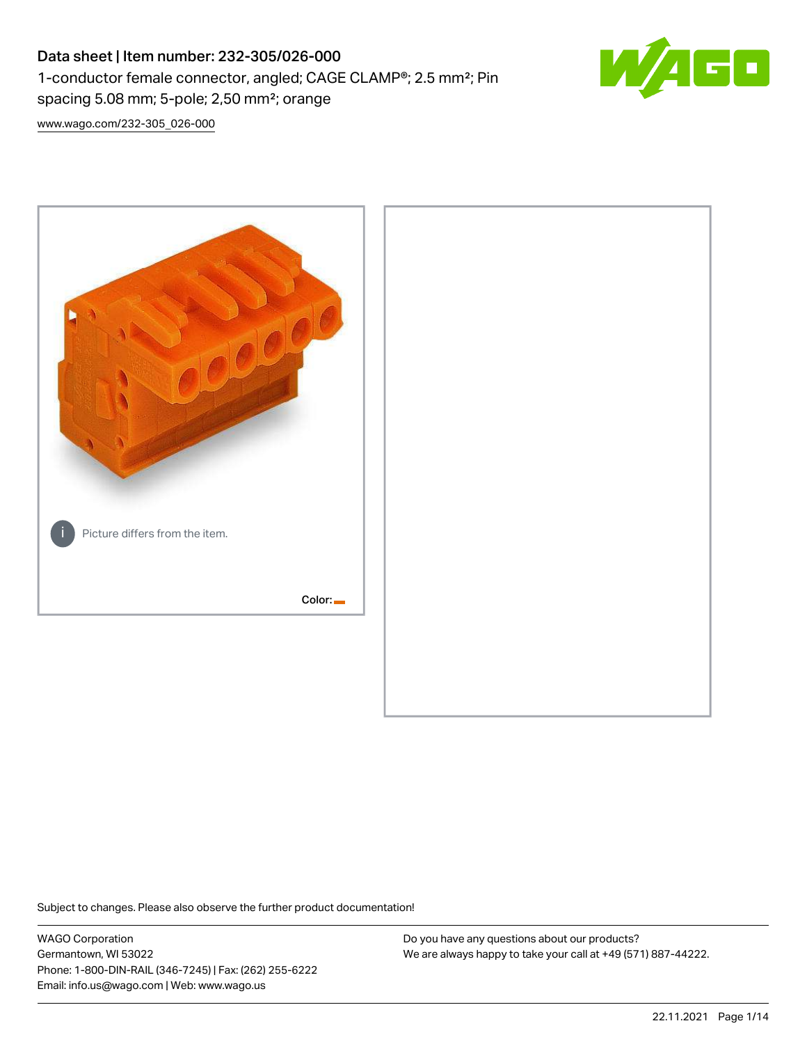# Data sheet | Item number: 232-305/026-000

1-conductor female connector, angled; CAGE CLAMP®; 2.5 mm²; Pin spacing 5.08 mm; 5-pole; 2,50 mm²; orange

www.wago.com/232-305_026-000

Picture differs from the item.

Color:

Subject to changes. Please also observe the further product documentation!

WAGO Corporation
Germantown, WI 53022
Phone: 1-800-DIN-RAIL (346-7245) | Fax: (262) 255-6222
Email: info.us@wago.com | Web: www.wago.us

Do you have any questions about our products?
We are always happy to take your call at +49 (571) 887-44222.

22.11.2021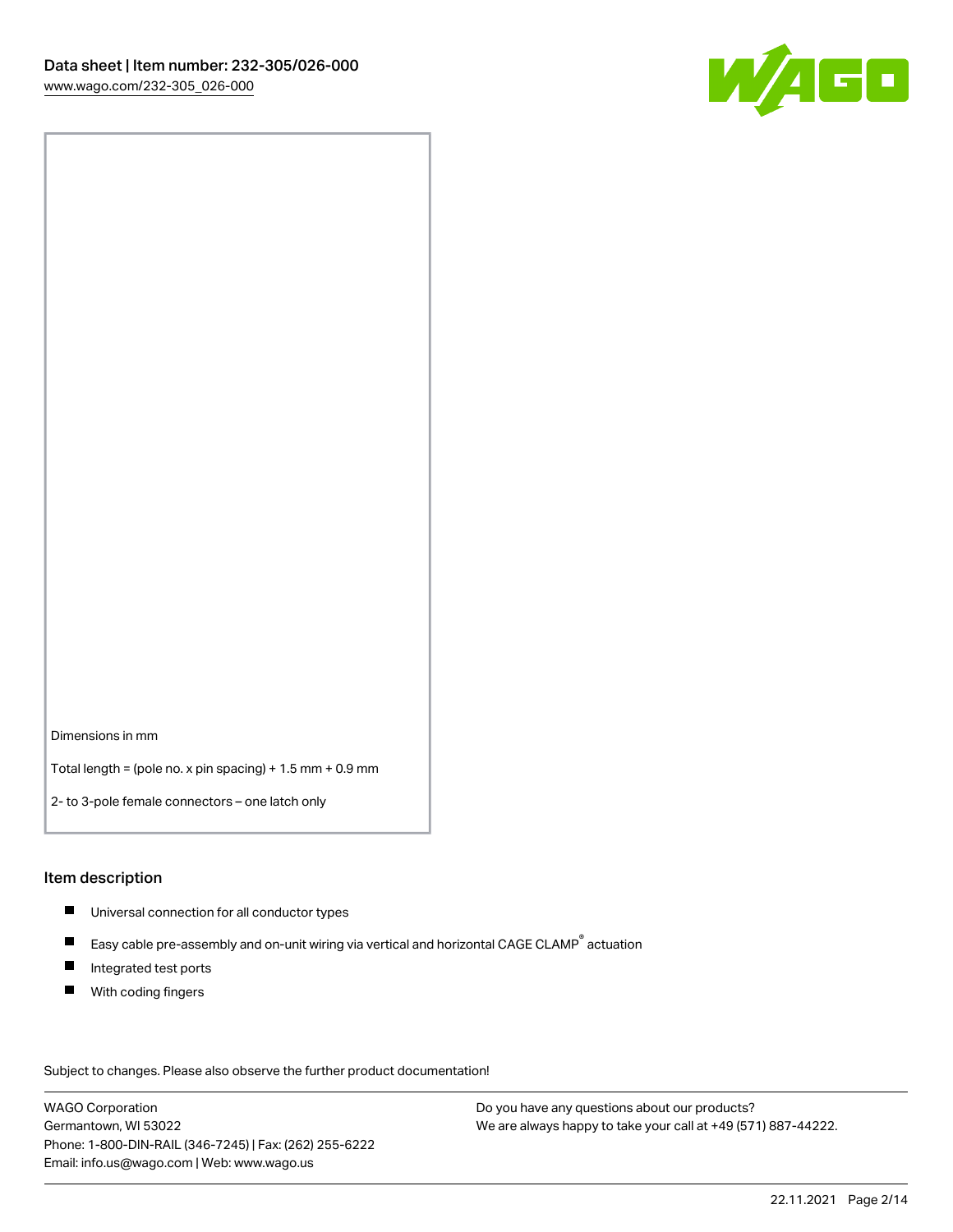Dimensions in mm

Total length = (pole no. x pin spacing) + 1.5 mm + 0.9 mm

2- to 3-pole female connectors – one latch only

## Item description

- Universal connection for all conductor types
- Easy cable pre-assembly and on-unit wiring via vertical and horizontal CAGE CLAMP® actuation
- Integrated test ports
- With coding fingers

Subject to changes. Please also observe the further product documentation!

WAGO Corporation
Germantown, WI 53022
Phone: 1-800-DIN-RAIL (346-7245) | Fax: (262) 255-6222
Email: info.us@wago.com | Web: www.wago.us

Do you have any questions about our products?
We are always happy to take your call at +49 (571) 887-44222.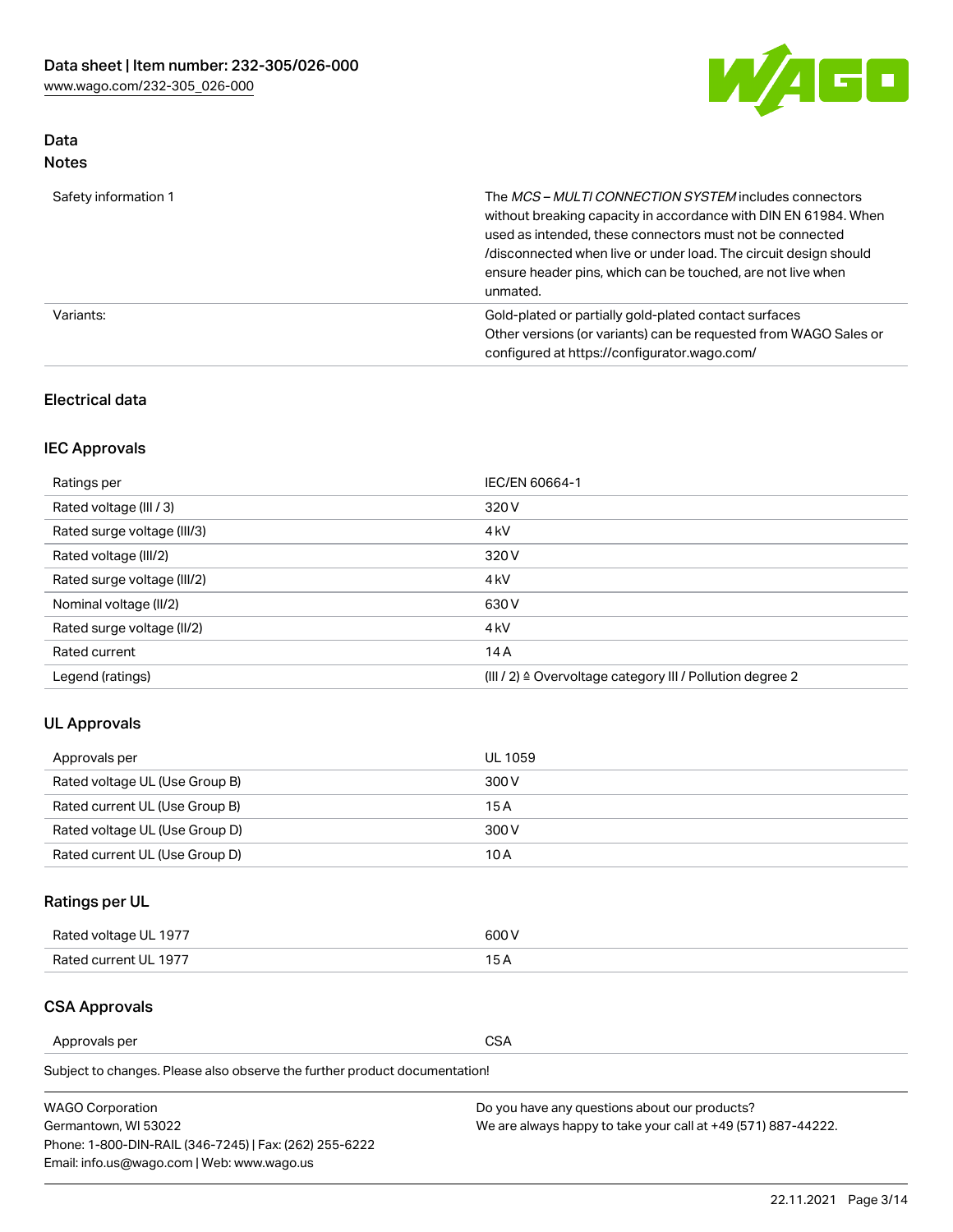## Data
### Notes

| | |
|---|---|
| Safety information 1 | The *MCS – MULTI CONNECTION SYSTEM* includes connectors without breaking capacity in accordance with DIN EN 61984. When used as intended, these connectors must not be connected /disconnected when live or under load. The circuit design should ensure header pins, which can be touched, are not live when unmated. |
| Variants: | Gold-plated or partially gold-plated contact surfaces<br>Other versions (or variants) can be requested from WAGO Sales or configured at https://configurator.wago.com/ |

## Electrical data

### IEC Approvals

| | |
|---|---|
| Ratings per | IEC/EN 60664-1 |
| Rated voltage (III / 3) | 320 V |
| Rated surge voltage (III/3) | 4 kV |
| Rated voltage (III/2) | 320 V |
| Rated surge voltage (III/2) | 4 kV |
| Nominal voltage (II/2) | 630 V |
| Rated surge voltage (II/2) | 4 kV |
| Rated current | 14 A |
| Legend (ratings) | (III / 2) ≙ Overvoltage category III / Pollution degree 2 |

### UL Approvals

| | |
|---|---|
| Approvals per | UL 1059 |
| Rated voltage UL (Use Group B) | 300 V |
| Rated current UL (Use Group B) | 15 A |
| Rated voltage UL (Use Group D) | 300 V |
| Rated current UL (Use Group D) | 10 A |

### Ratings per UL

| | |
|---|---|
| Rated voltage UL 1977 | 600 V |
| Rated current UL 1977 | 15 A |

### CSA Approvals

| | |
|---|---|
| Approvals per | CSA |

Subject to changes. Please also observe the further product documentation!

WAGO Corporation
Germantown, WI 53022
Phone: 1-800-DIN-RAIL (346-7245) | Fax: (262) 255-6222
Email: info.us@wago.com | Web: www.wago.us

Do you have any questions about our products?
We are always happy to take your call at +49 (571) 887-44222.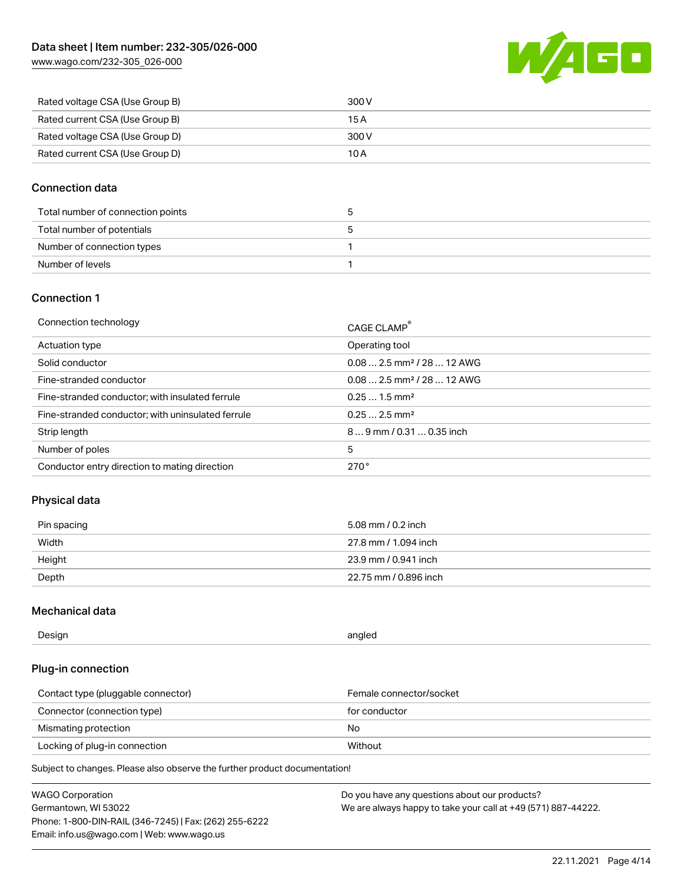| Rated voltage CSA (Use Group B) | 300 V |
| --- | --- |
| Rated current CSA (Use Group B) | 15 A |
| Rated voltage CSA (Use Group D) | 300 V |
| Rated current CSA (Use Group D) | 10 A |

## Connection data

| Total number of connection points | 5 |
| --- | --- |
| Total number of potentials | 5 |
| Number of connection types | 1 |
| Number of levels | 1 |

## Connection 1

| Connection technology | CAGE CLAMP® |
| --- | --- |
| Actuation type | Operating tool |
| Solid conductor | 0.08 … 2.5 mm² / 28 … 12 AWG |
| Fine-stranded conductor | 0.08 … 2.5 mm² / 28 … 12 AWG |
| Fine-stranded conductor; with insulated ferrule | 0.25 … 1.5 mm² |
| Fine-stranded conductor; with uninsulated ferrule | 0.25 … 2.5 mm² |
| Strip length | 8 … 9 mm / 0.31 … 0.35 inch |
| Number of poles | 5 |
| Conductor entry direction to mating direction | 270° |

## Physical data

| Pin spacing | 5.08 mm / 0.2 inch |
| --- | --- |
| Width | 27.8 mm / 1.094 inch |
| Height | 23.9 mm / 0.941 inch |
| Depth | 22.75 mm / 0.896 inch |

## Mechanical data

| Design | angled |
| --- | --- |

## Plug-in connection

| Contact type (pluggable connector) | Female connector/socket |
| --- | --- |
| Connector (connection type) | for conductor |
| Mismating protection | No |
| Locking of plug-in connection | Without |

Subject to changes. Please also observe the further product documentation!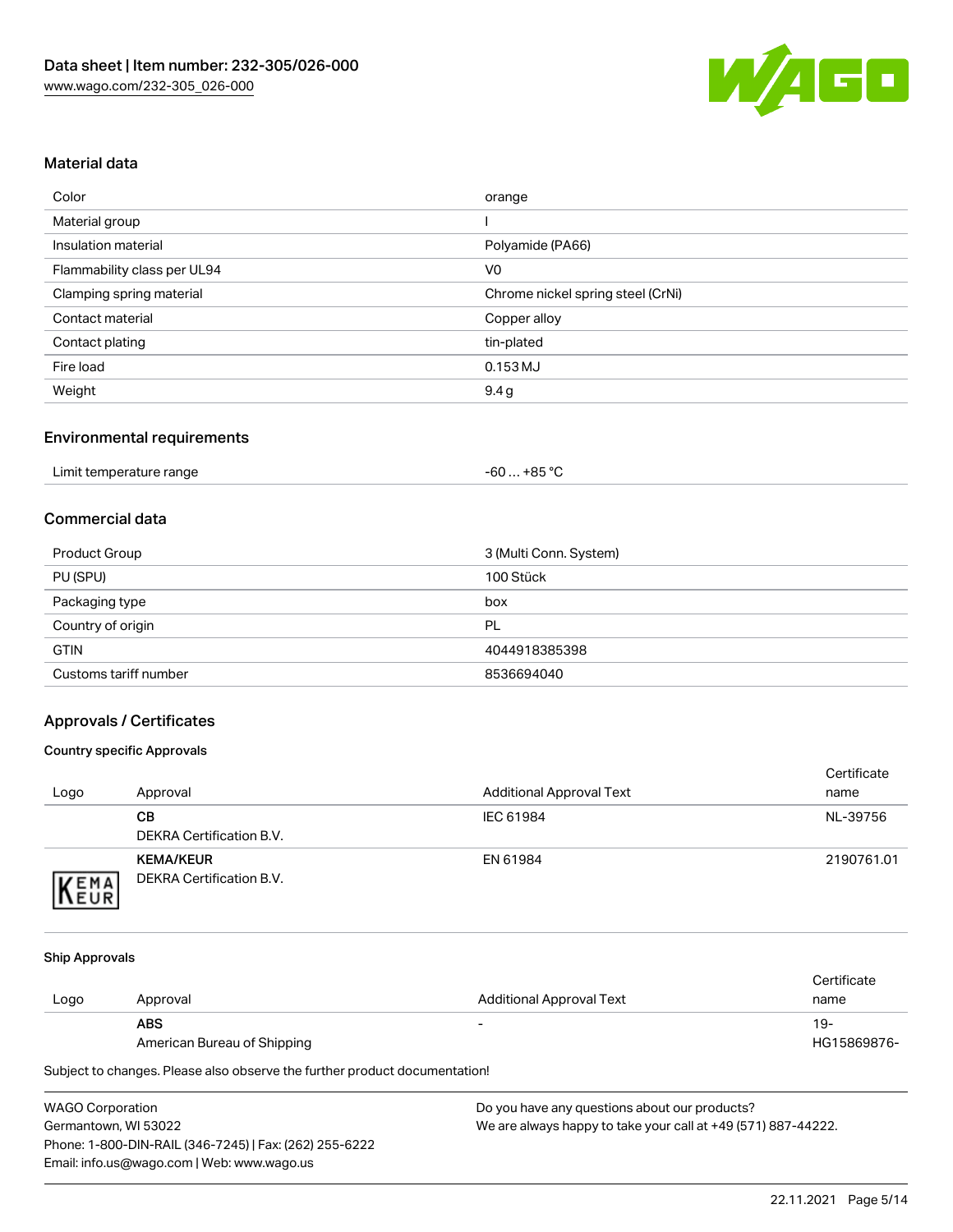## Material data

| | |
|---|---|
| Color | orange |
| Material group | I |
| Insulation material | Polyamide (PA66) |
| Flammability class per UL94 | V0 |
| Clamping spring material | Chrome nickel spring steel (CrNi) |
| Contact material | Copper alloy |
| Contact plating | tin-plated |
| Fire load | 0.153 MJ |
| Weight | 9.4 g |

## Environmental requirements

| | |
|---|---|
| Limit temperature range | -60 … +85 °C |

## Commercial data

| | |
|---|---|
| Product Group | 3 (Multi Conn. System) |
| PU (SPU) | 100 Stück |
| Packaging type | box |
| Country of origin | PL |
| GTIN | 4044918385398 |
| Customs tariff number | 8536694040 |

## Approvals / Certificates

### Country specific Approvals

| Logo | Approval | Additional Approval Text | Certificate name |
|---|---|---|---|
| | **CB**<br>DEKRA Certification B.V. | IEC 61984 | NL-39756 |
| | **KEMA/KEUR**<br>DEKRA Certification B.V. | EN 61984 | 2190761.01 |

### Ship Approvals

| Logo | Approval | Additional Approval Text | Certificate name |
|---|---|---|---|
| | **ABS**<br>American Bureau of Shipping | - | 19-HG15869876- |

Subject to changes. Please also observe the further product documentation!

WAGO Corporation
Germantown, WI 53022
Phone: 1-800-DIN-RAIL (346-7245) | Fax: (262) 255-6222
Email: info.us@wago.com | Web: www.wago.us

Do you have any questions about our products?
We are always happy to take your call at +49 (571) 887-44222.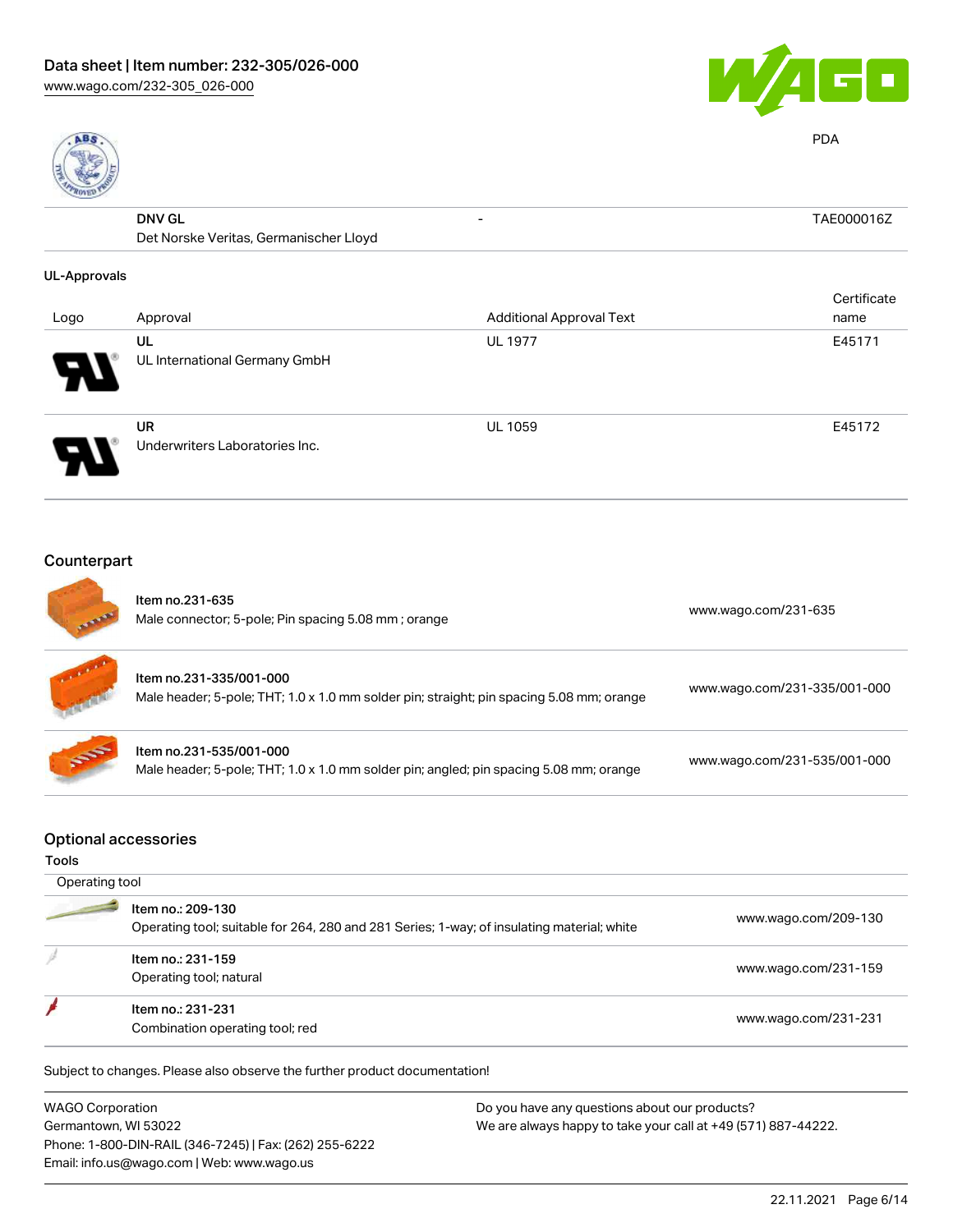| | | | PDA |
|---|---|---|---|
| | **DNV GL**<br>Det Norske Veritas, Germanischer Lloyd | - | TAE000016Z |

**UL-Approvals**

| Logo | Approval | Additional Approval Text | Certificate name |
|---|---|---|---|
| | **UL**<br>UL International Germany GmbH | UL 1977 | E45171 |
| | **UR**<br>Underwriters Laboratories Inc. | UL 1059 | E45172 |

## Counterpart

| Item | Link |
|---|---|
| **Item no.231-635**<br>Male connector; 5-pole; Pin spacing 5.08 mm ; orange | www.wago.com/231-635 |
| **Item no.231-335/001-000**<br>Male header; 5-pole; THT; 1.0 x 1.0 mm solder pin; straight; pin spacing 5.08 mm; orange | www.wago.com/231-335/001-000 |
| **Item no.231-535/001-000**<br>Male header; 5-pole; THT; 1.0 x 1.0 mm solder pin; angled; pin spacing 5.08 mm; orange | www.wago.com/231-535/001-000 |

## Optional accessories

### Tools

Operating tool

| Item | Link |
|---|---|
| Item no.: 209-130<br>Operating tool; suitable for 264, 280 and 281 Series; 1-way; of insulating material; white | www.wago.com/209-130 |
| Item no.: 231-159<br>Operating tool; natural | www.wago.com/231-159 |
| Item no.: 231-231<br>Combination operating tool; red | www.wago.com/231-231 |

Subject to changes. Please also observe the further product documentation!

WAGO Corporation
Germantown, WI 53022
Phone: 1-800-DIN-RAIL (346-7245) | Fax: (262) 255-6222
Email: info.us@wago.com | Web: www.wago.us

Do you have any questions about our products?
We are always happy to take your call at +49 (571) 887-44222.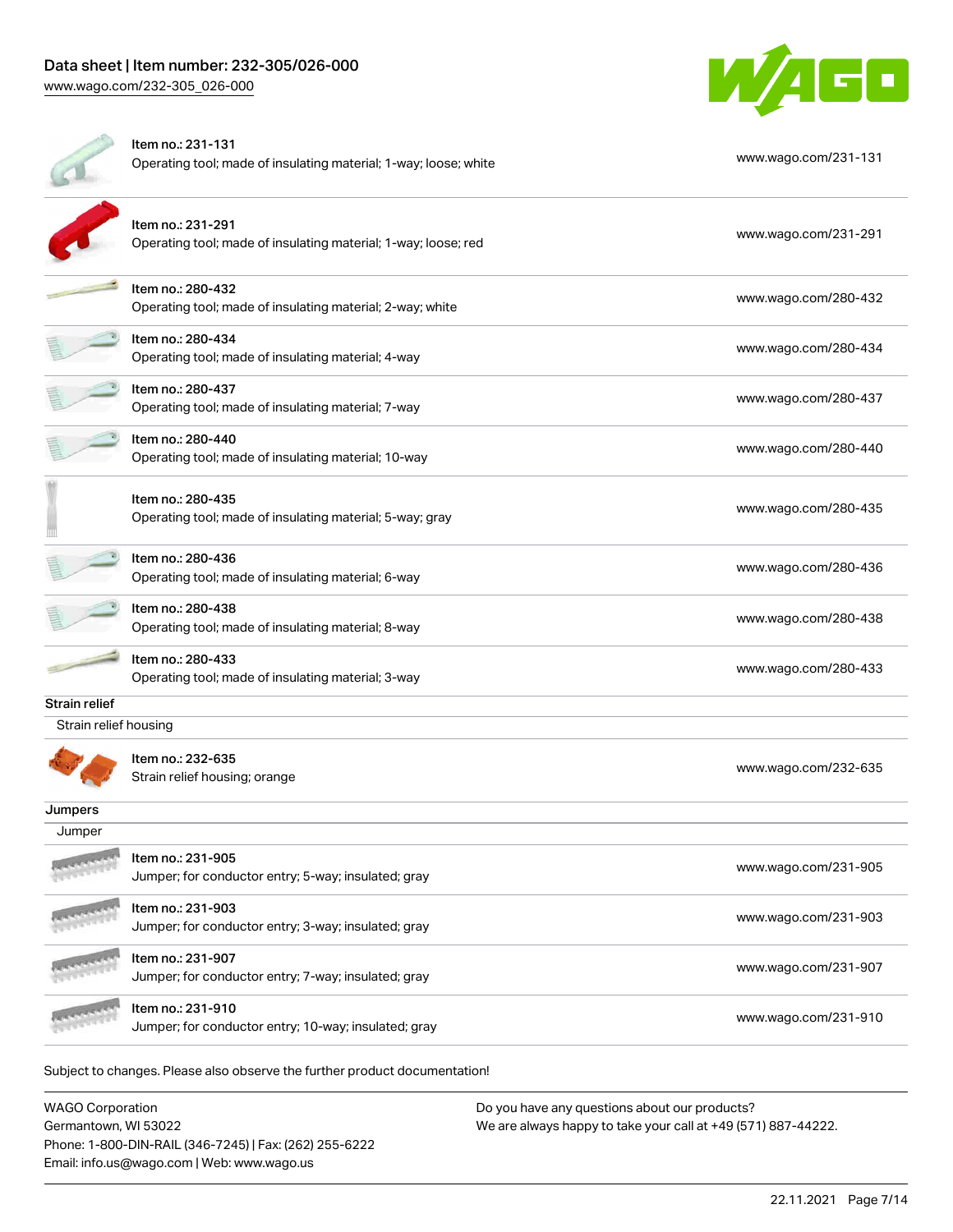| Item | Description | Link |
| --- | --- | --- |
| Item no.: 231-131 | Operating tool; made of insulating material; 1-way; loose; white | www.wago.com/231-131 |
| Item no.: 231-291 | Operating tool; made of insulating material; 1-way; loose; red | www.wago.com/231-291 |
| Item no.: 280-432 | Operating tool; made of insulating material; 2-way; white | www.wago.com/280-432 |
| Item no.: 280-434 | Operating tool; made of insulating material; 4-way | www.wago.com/280-434 |
| Item no.: 280-437 | Operating tool; made of insulating material; 7-way | www.wago.com/280-437 |
| Item no.: 280-440 | Operating tool; made of insulating material; 10-way | www.wago.com/280-440 |
| Item no.: 280-435 | Operating tool; made of insulating material; 5-way; gray | www.wago.com/280-435 |
| Item no.: 280-436 | Operating tool; made of insulating material; 6-way | www.wago.com/280-436 |
| Item no.: 280-438 | Operating tool; made of insulating material; 8-way | www.wago.com/280-438 |
| Item no.: 280-433 | Operating tool; made of insulating material; 3-way | www.wago.com/280-433 |

**Strain relief**

Strain relief housing

| Item | Description | Link |
| --- | --- | --- |
| Item no.: 232-635 | Strain relief housing; orange | www.wago.com/232-635 |

**Jumpers**

Jumper

| Item | Description | Link |
| --- | --- | --- |
| Item no.: 231-905 | Jumper; for conductor entry; 5-way; insulated; gray | www.wago.com/231-905 |
| Item no.: 231-903 | Jumper; for conductor entry; 3-way; insulated; gray | www.wago.com/231-903 |
| Item no.: 231-907 | Jumper; for conductor entry; 7-way; insulated; gray | www.wago.com/231-907 |
| Item no.: 231-910 | Jumper; for conductor entry; 10-way; insulated; gray | www.wago.com/231-910 |

Subject to changes. Please also observe the further product documentation!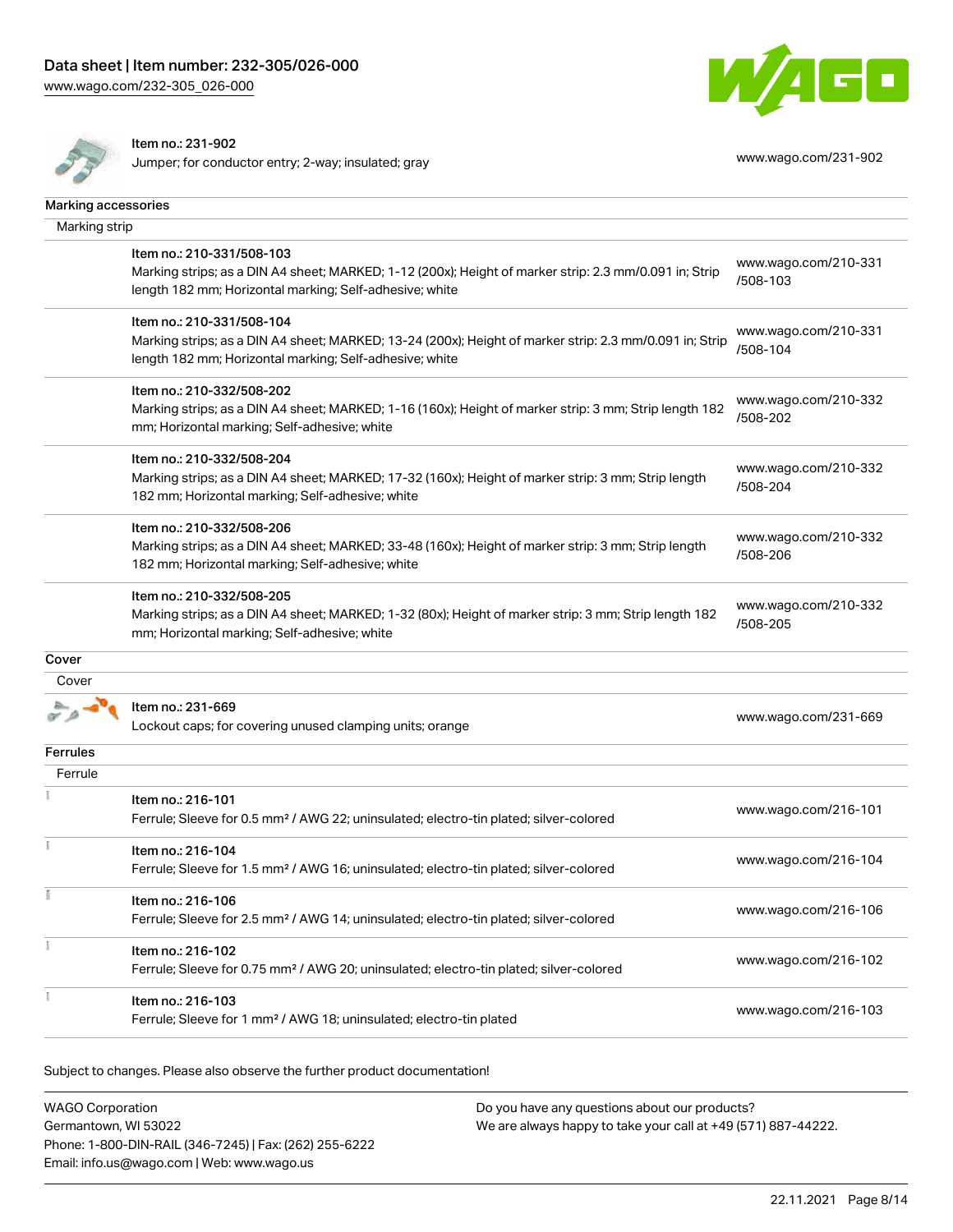| | | |
|---|---|---|
| | Item no.: 231-902<br>Jumper; for conductor entry; 2-way; insulated; gray | www.wago.com/231-902 |

## Marking accessories

### Marking strip

| | | |
|---|---|---|
| | Item no.: 210-331/508-103<br>Marking strips; as a DIN A4 sheet; MARKED; 1-12 (200x); Height of marker strip: 2.3 mm/0.091 in; Strip length 182 mm; Horizontal marking; Self-adhesive; white | www.wago.com/210-331/508-103 |
| | Item no.: 210-331/508-104<br>Marking strips; as a DIN A4 sheet; MARKED; 13-24 (200x); Height of marker strip: 2.3 mm/0.091 in; Strip length 182 mm; Horizontal marking; Self-adhesive; white | www.wago.com/210-331/508-104 |
| | Item no.: 210-332/508-202<br>Marking strips; as a DIN A4 sheet; MARKED; 1-16 (160x); Height of marker strip: 3 mm; Strip length 182 mm; Horizontal marking; Self-adhesive; white | www.wago.com/210-332/508-202 |
| | Item no.: 210-332/508-204<br>Marking strips; as a DIN A4 sheet; MARKED; 17-32 (160x); Height of marker strip: 3 mm; Strip length 182 mm; Horizontal marking; Self-adhesive; white | www.wago.com/210-332/508-204 |
| | Item no.: 210-332/508-206<br>Marking strips; as a DIN A4 sheet; MARKED; 33-48 (160x); Height of marker strip: 3 mm; Strip length 182 mm; Horizontal marking; Self-adhesive; white | www.wago.com/210-332/508-206 |
| | Item no.: 210-332/508-205<br>Marking strips; as a DIN A4 sheet; MARKED; 1-32 (80x); Height of marker strip: 3 mm; Strip length 182 mm; Horizontal marking; Self-adhesive; white | www.wago.com/210-332/508-205 |

## Cover

### Cover

| | | |
|---|---|---|
| | Item no.: 231-669<br>Lockout caps; for covering unused clamping units; orange | www.wago.com/231-669 |

## Ferrules

### Ferrule

| | | |
|---|---|---|
| | Item no.: 216-101<br>Ferrule; Sleeve for 0.5 mm² / AWG 22; uninsulated; electro-tin plated; silver-colored | www.wago.com/216-101 |
| | Item no.: 216-104<br>Ferrule; Sleeve for 1.5 mm² / AWG 16; uninsulated; electro-tin plated; silver-colored | www.wago.com/216-104 |
| | Item no.: 216-106<br>Ferrule; Sleeve for 2.5 mm² / AWG 14; uninsulated; electro-tin plated; silver-colored | www.wago.com/216-106 |
| | Item no.: 216-102<br>Ferrule; Sleeve for 0.75 mm² / AWG 20; uninsulated; electro-tin plated; silver-colored | www.wago.com/216-102 |
| | Item no.: 216-103<br>Ferrule; Sleeve for 1 mm² / AWG 18; uninsulated; electro-tin plated | www.wago.com/216-103 |

Subject to changes. Please also observe the further product documentation!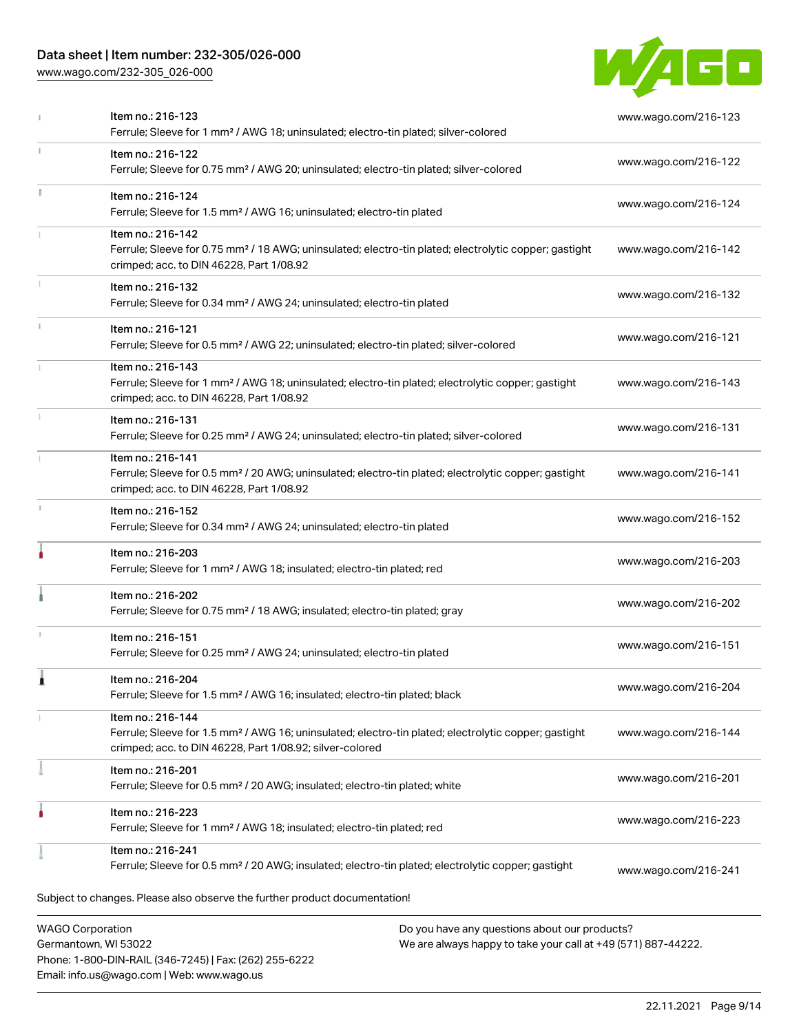| Item | Link |
| --- | --- |
| Item no.: 216-123<br>Ferrule; Sleeve for 1 mm² / AWG 18; uninsulated; electro-tin plated; silver-colored | www.wago.com/216-123 |
| Item no.: 216-122<br>Ferrule; Sleeve for 0.75 mm² / AWG 20; uninsulated; electro-tin plated; silver-colored | www.wago.com/216-122 |
| Item no.: 216-124<br>Ferrule; Sleeve for 1.5 mm² / AWG 16; uninsulated; electro-tin plated | www.wago.com/216-124 |
| Item no.: 216-142<br>Ferrule; Sleeve for 0.75 mm² / 18 AWG; uninsulated; electro-tin plated; electrolytic copper; gastight crimped; acc. to DIN 46228, Part 1/08.92 | www.wago.com/216-142 |
| Item no.: 216-132<br>Ferrule; Sleeve for 0.34 mm² / AWG 24; uninsulated; electro-tin plated | www.wago.com/216-132 |
| Item no.: 216-121<br>Ferrule; Sleeve for 0.5 mm² / AWG 22; uninsulated; electro-tin plated; silver-colored | www.wago.com/216-121 |
| Item no.: 216-143<br>Ferrule; Sleeve for 1 mm² / AWG 18; uninsulated; electro-tin plated; electrolytic copper; gastight crimped; acc. to DIN 46228, Part 1/08.92 | www.wago.com/216-143 |
| Item no.: 216-131<br>Ferrule; Sleeve for 0.25 mm² / AWG 24; uninsulated; electro-tin plated; silver-colored | www.wago.com/216-131 |
| Item no.: 216-141<br>Ferrule; Sleeve for 0.5 mm² / 20 AWG; uninsulated; electro-tin plated; electrolytic copper; gastight crimped; acc. to DIN 46228, Part 1/08.92 | www.wago.com/216-141 |
| Item no.: 216-152<br>Ferrule; Sleeve for 0.34 mm² / AWG 24; uninsulated; electro-tin plated | www.wago.com/216-152 |
| Item no.: 216-203<br>Ferrule; Sleeve for 1 mm² / AWG 18; insulated; electro-tin plated; red | www.wago.com/216-203 |
| Item no.: 216-202<br>Ferrule; Sleeve for 0.75 mm² / 18 AWG; insulated; electro-tin plated; gray | www.wago.com/216-202 |
| Item no.: 216-151<br>Ferrule; Sleeve for 0.25 mm² / AWG 24; uninsulated; electro-tin plated | www.wago.com/216-151 |
| Item no.: 216-204<br>Ferrule; Sleeve for 1.5 mm² / AWG 16; insulated; electro-tin plated; black | www.wago.com/216-204 |
| Item no.: 216-144<br>Ferrule; Sleeve for 1.5 mm² / AWG 16; uninsulated; electro-tin plated; electrolytic copper; gastight crimped; acc. to DIN 46228, Part 1/08.92; silver-colored | www.wago.com/216-144 |
| Item no.: 216-201<br>Ferrule; Sleeve for 0.5 mm² / 20 AWG; insulated; electro-tin plated; white | www.wago.com/216-201 |
| Item no.: 216-223<br>Ferrule; Sleeve for 1 mm² / AWG 18; insulated; electro-tin plated; red | www.wago.com/216-223 |
| Item no.: 216-241<br>Ferrule; Sleeve for 0.5 mm² / 20 AWG; insulated; electro-tin plated; electrolytic copper; gastight | www.wago.com/216-241 |

Subject to changes. Please also observe the further product documentation!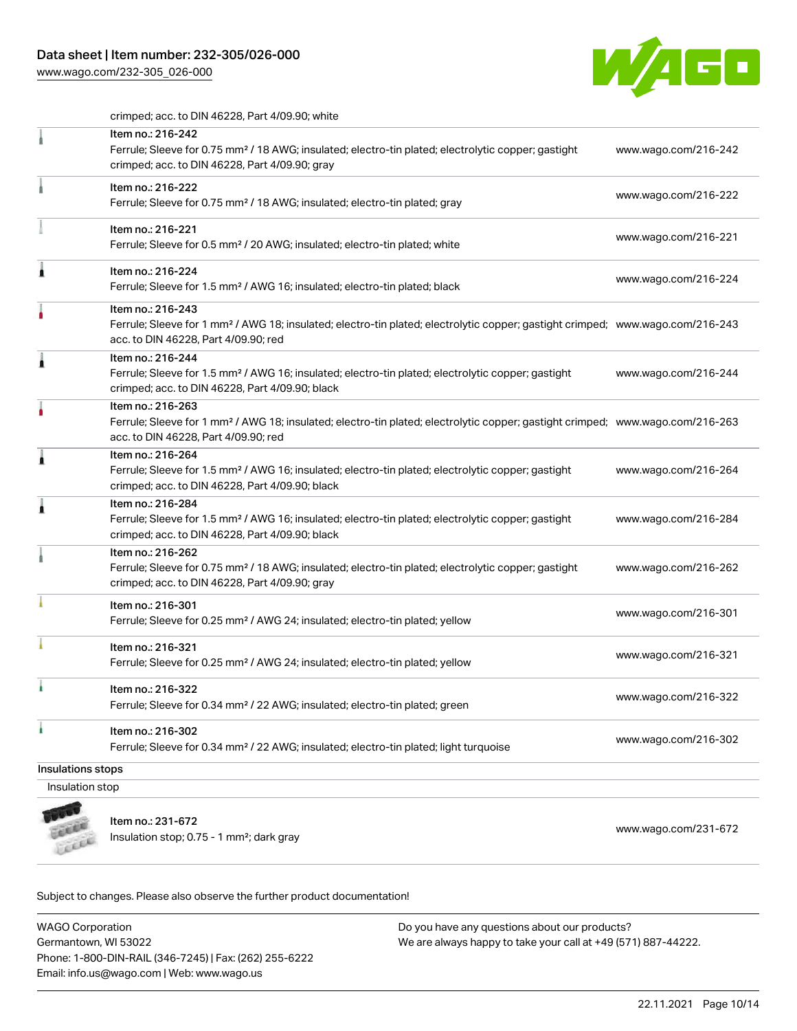crimped; acc. to DIN 46228, Part 4/09.90; white

| Item | Link |
| --- | --- |
| Item no.: 216-242<br>Ferrule; Sleeve for 0.75 mm² / 18 AWG; insulated; electro-tin plated; electrolytic copper; gastight crimped; acc. to DIN 46228, Part 4/09.90; gray | www.wago.com/216-242 |
| Item no.: 216-222<br>Ferrule; Sleeve for 0.75 mm² / 18 AWG; insulated; electro-tin plated; gray | www.wago.com/216-222 |
| Item no.: 216-221<br>Ferrule; Sleeve for 0.5 mm² / 20 AWG; insulated; electro-tin plated; white | www.wago.com/216-221 |
| Item no.: 216-224<br>Ferrule; Sleeve for 1.5 mm² / AWG 16; insulated; electro-tin plated; black | www.wago.com/216-224 |
| Item no.: 216-243<br>Ferrule; Sleeve for 1 mm² / AWG 18; insulated; electro-tin plated; electrolytic copper; gastight crimped; acc. to DIN 46228, Part 4/09.90; red | www.wago.com/216-243 |
| Item no.: 216-244<br>Ferrule; Sleeve for 1.5 mm² / AWG 16; insulated; electro-tin plated; electrolytic copper; gastight crimped; acc. to DIN 46228, Part 4/09.90; black | www.wago.com/216-244 |
| Item no.: 216-263<br>Ferrule; Sleeve for 1 mm² / AWG 18; insulated; electro-tin plated; electrolytic copper; gastight crimped; acc. to DIN 46228, Part 4/09.90; red | www.wago.com/216-263 |
| Item no.: 216-264<br>Ferrule; Sleeve for 1.5 mm² / AWG 16; insulated; electro-tin plated; electrolytic copper; gastight crimped; acc. to DIN 46228, Part 4/09.90; black | www.wago.com/216-264 |
| Item no.: 216-284<br>Ferrule; Sleeve for 1.5 mm² / AWG 16; insulated; electro-tin plated; electrolytic copper; gastight crimped; acc. to DIN 46228, Part 4/09.90; black | www.wago.com/216-284 |
| Item no.: 216-262<br>Ferrule; Sleeve for 0.75 mm² / 18 AWG; insulated; electro-tin plated; electrolytic copper; gastight crimped; acc. to DIN 46228, Part 4/09.90; gray | www.wago.com/216-262 |
| Item no.: 216-301<br>Ferrule; Sleeve for 0.25 mm² / AWG 24; insulated; electro-tin plated; yellow | www.wago.com/216-301 |
| Item no.: 216-321<br>Ferrule; Sleeve for 0.25 mm² / AWG 24; insulated; electro-tin plated; yellow | www.wago.com/216-321 |
| Item no.: 216-322<br>Ferrule; Sleeve for 0.34 mm² / 22 AWG; insulated; electro-tin plated; green | www.wago.com/216-322 |
| Item no.: 216-302<br>Ferrule; Sleeve for 0.34 mm² / 22 AWG; insulated; electro-tin plated; light turquoise | www.wago.com/216-302 |

## Insulations stops

Insulation stop

| Item | Link |
| --- | --- |
| Item no.: 231-672<br>Insulation stop; 0.75 - 1 mm²; dark gray | www.wago.com/231-672 |

Subject to changes. Please also observe the further product documentation!

WAGO Corporation
Germantown, WI 53022
Phone: 1-800-DIN-RAIL (346-7245) | Fax: (262) 255-6222
Email: info.us@wago.com | Web: www.wago.us

Do you have any questions about our products?
We are always happy to take your call at +49 (571) 887-44222.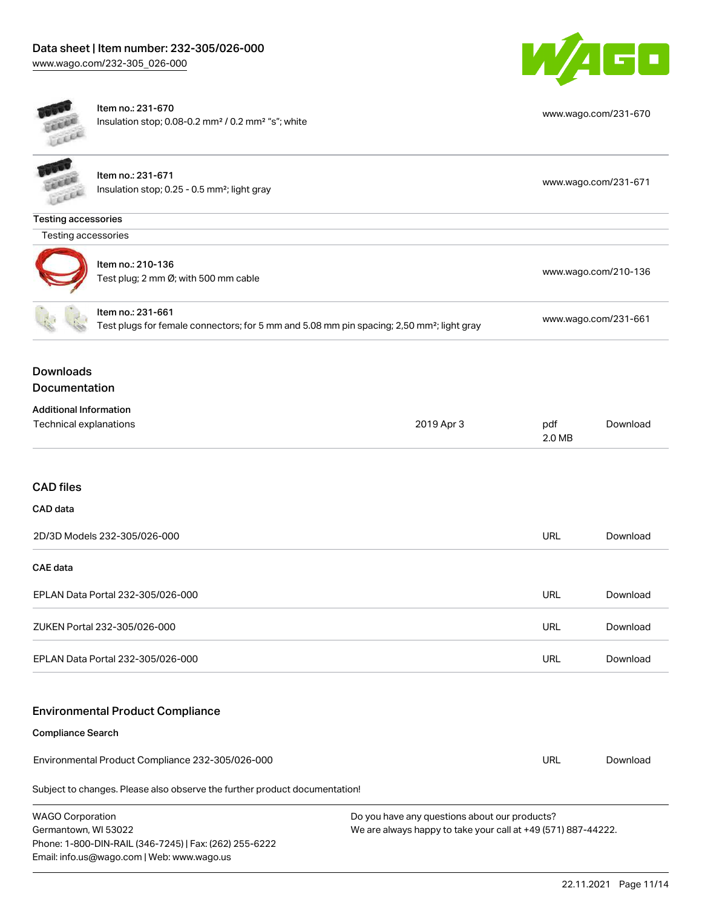| Item | URL |
| --- | --- |
| Item no.: 231-670<br>Insulation stop; 0.08-0.2 mm² / 0.2 mm² "s"; white | www.wago.com/231-670 |
| Item no.: 231-671<br>Insulation stop; 0.25 - 0.5 mm²; light gray | www.wago.com/231-671 |

**Testing accessories**

Testing accessories

| Item | URL |
| --- | --- |
| Item no.: 210-136<br>Test plug; 2 mm Ø; with 500 mm cable | www.wago.com/210-136 |
| Item no.: 231-661<br>Test plugs for female connectors; for 5 mm and 5.08 mm pin spacing; 2,50 mm²; light gray | www.wago.com/231-661 |

## Downloads

## Documentation

**Additional Information**

| | | | |
| --- | --- | --- | --- |
| Technical explanations | 2019 Apr 3 | pdf<br>2.0 MB | Download |

## CAD files

**CAD data**

| | | |
| --- | --- | --- |
| 2D/3D Models 232-305/026-000 | URL | Download |

**CAE data**

| | | |
| --- | --- | --- |
| EPLAN Data Portal 232-305/026-000 | URL | Download |
| ZUKEN Portal 232-305/026-000 | URL | Download |
| EPLAN Data Portal 232-305/026-000 | URL | Download |

## Environmental Product Compliance

**Compliance Search**

| | | |
| --- | --- | --- |
| Environmental Product Compliance 232-305/026-000 | URL | Download |

Subject to changes. Please also observe the further product documentation!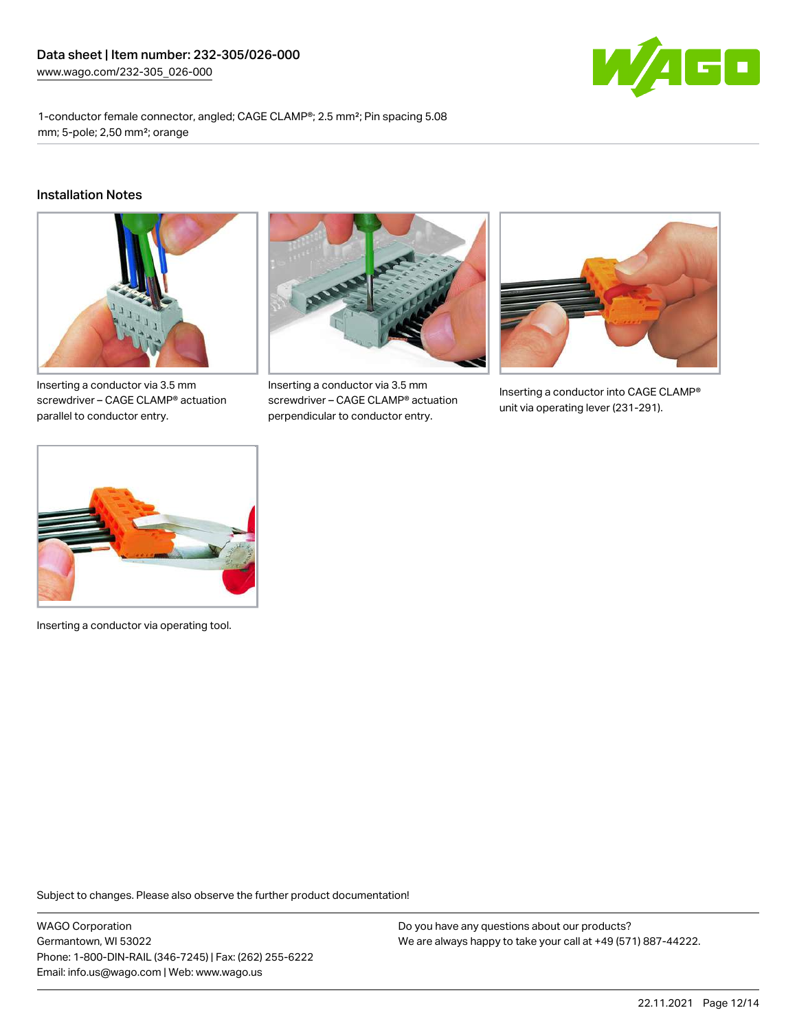Data sheet | Item number: 232-305/026-000

www.wago.com/232-305_026-000

1-conductor female connector, angled; CAGE CLAMP®; 2.5 mm²; Pin spacing 5.08 mm; 5-pole; 2,50 mm²; orange

## Installation Notes

Inserting a conductor via 3.5 mm screwdriver – CAGE CLAMP® actuation parallel to conductor entry.

Inserting a conductor via 3.5 mm screwdriver – CAGE CLAMP® actuation perpendicular to conductor entry.

Inserting a conductor into CAGE CLAMP® unit via operating lever (231-291).

Inserting a conductor via operating tool.

Subject to changes. Please also observe the further product documentation!

WAGO Corporation
Germantown, WI 53022
Phone: 1-800-DIN-RAIL (346-7245) | Fax: (262) 255-6222
Email: info.us@wago.com | Web: www.wago.us

Do you have any questions about our products?
We are always happy to take your call at +49 (571) 887-44222.

22.11.2021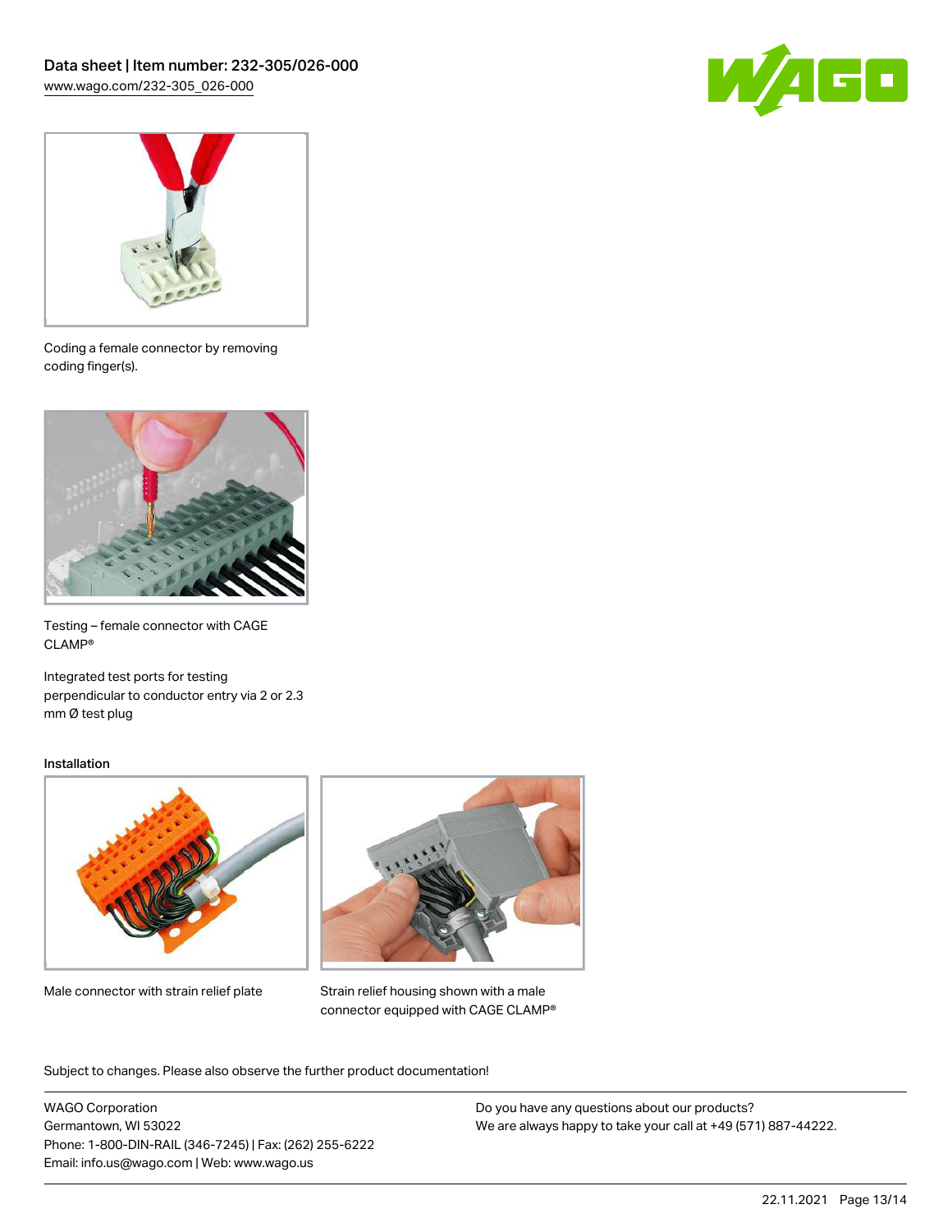Coding a female connector by removing coding finger(s).

Testing – female connector with CAGE CLAMP®

Integrated test ports for testing perpendicular to conductor entry via 2 or 2.3 mm Ø test plug

## Installation

Male connector with strain relief plate

Strain relief housing shown with a male connector equipped with CAGE CLAMP®

Subject to changes. Please also observe the further product documentation!

WAGO Corporation
Germantown, WI 53022
Phone: 1-800-DIN-RAIL (346-7245) | Fax: (262) 255-6222
Email: info.us@wago.com | Web: www.wago.us

Do you have any questions about our products?
We are always happy to take your call at +49 (571) 887-44222.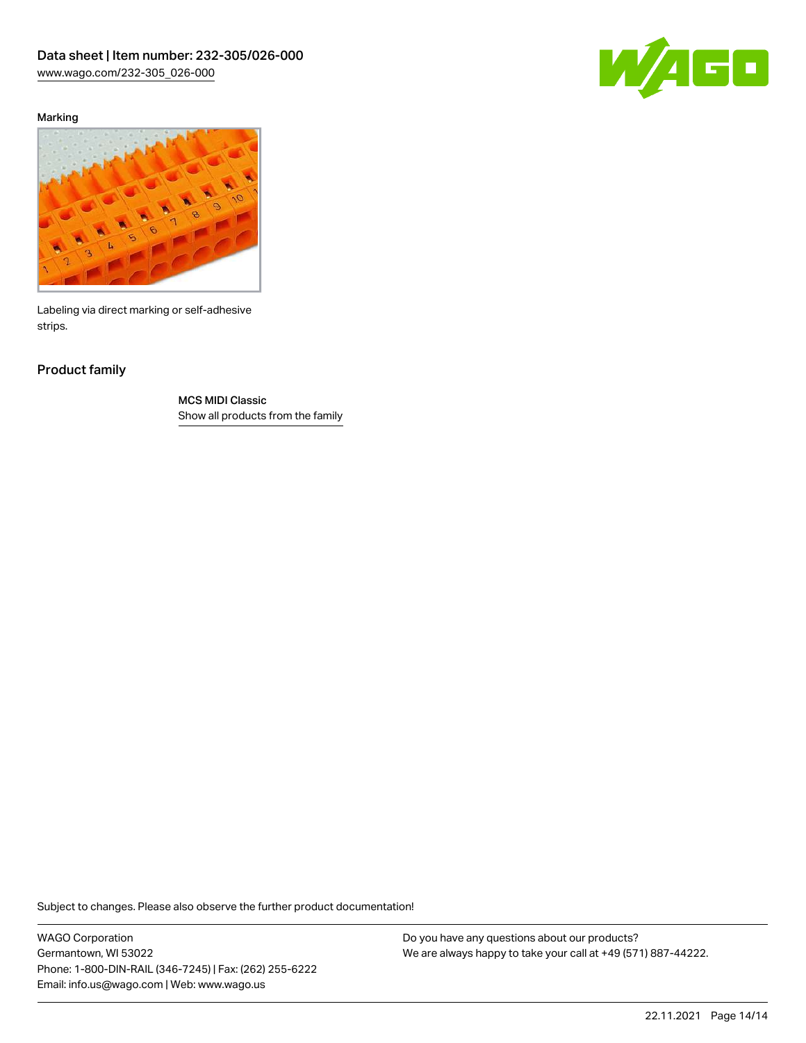Marking

Labeling via direct marking or self-adhesive strips.

## Product family

MCS MIDI Classic
Show all products from the family

Subject to changes. Please also observe the further product documentation!

WAGO Corporation
Germantown, WI 53022
Phone: 1-800-DIN-RAIL (346-7245) | Fax: (262) 255-6222
Email: info.us@wago.com | Web: www.wago.us

Do you have any questions about our products?
We are always happy to take your call at +49 (571) 887-44222.